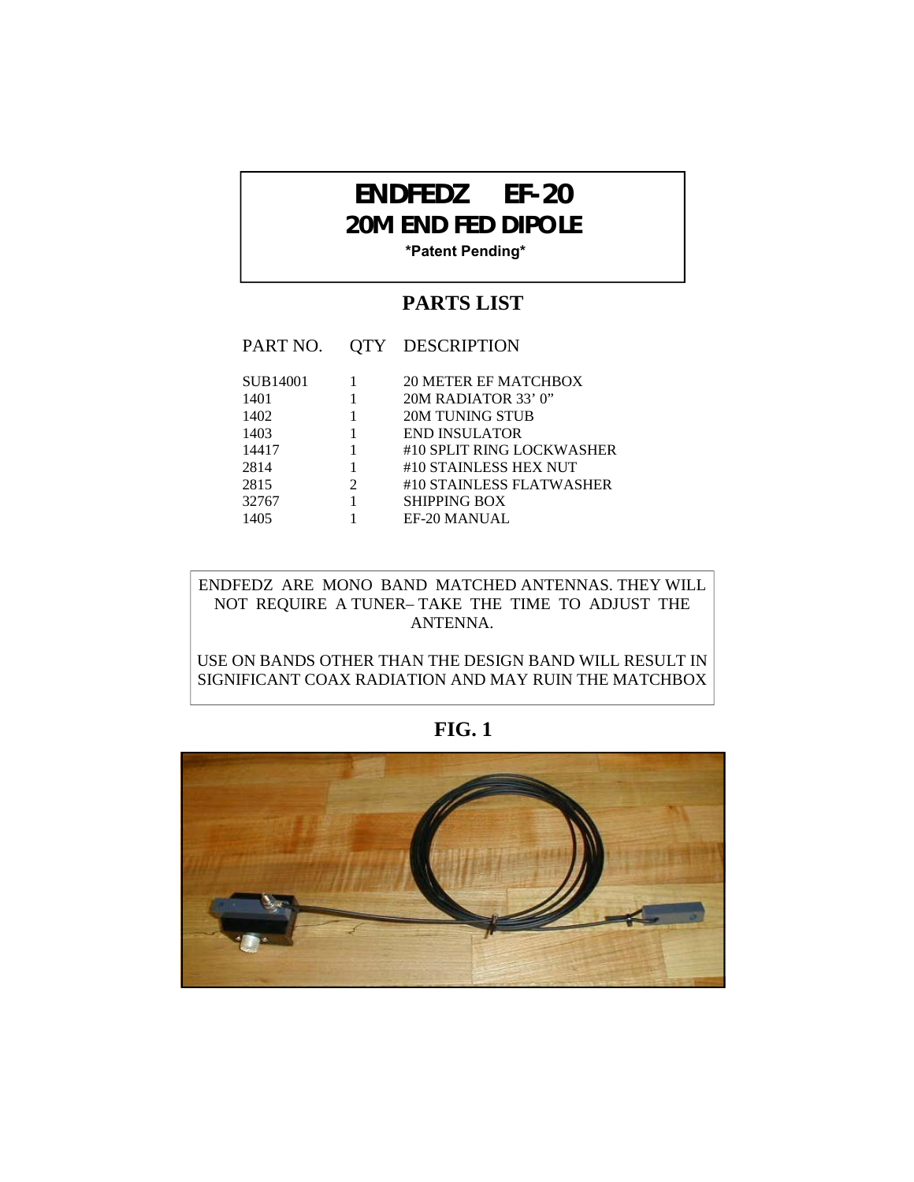# ENDFEDZ EF-20

## 20M END FED DIPOLE

**\*Patent Pending\***

## PARTS LIST

| PART NO. | QTY | DESCRIPTION |
|---|---|---|
| SUB14001 | 1 | 20 METER EF MATCHBOX |
| 1401 | 1 | 20M RADIATOR 33' 0" |
| 1402 | 1 | 20M TUNING STUB |
| 1403 | 1 | END INSULATOR |
| 14417 | 1 | #10 SPLIT RING LOCKWASHER |
| 2814 | 1 | #10 STAINLESS HEX NUT |
| 2815 | 2 | #10 STAINLESS FLATWASHER |
| 32767 | 1 | SHIPPING BOX |
| 1405 | 1 | EF-20 MANUAL |

ENDFEDZ ARE MONO BAND MATCHED ANTENNAS. THEY WILL NOT REQUIRE A TUNER– TAKE THE TIME TO ADJUST THE ANTENNA.

USE ON BANDS OTHER THAN THE DESIGN BAND WILL RESULT IN SIGNIFICANT COAX RADIATION AND MAY RUIN THE MATCHBOX

**FIG. 1**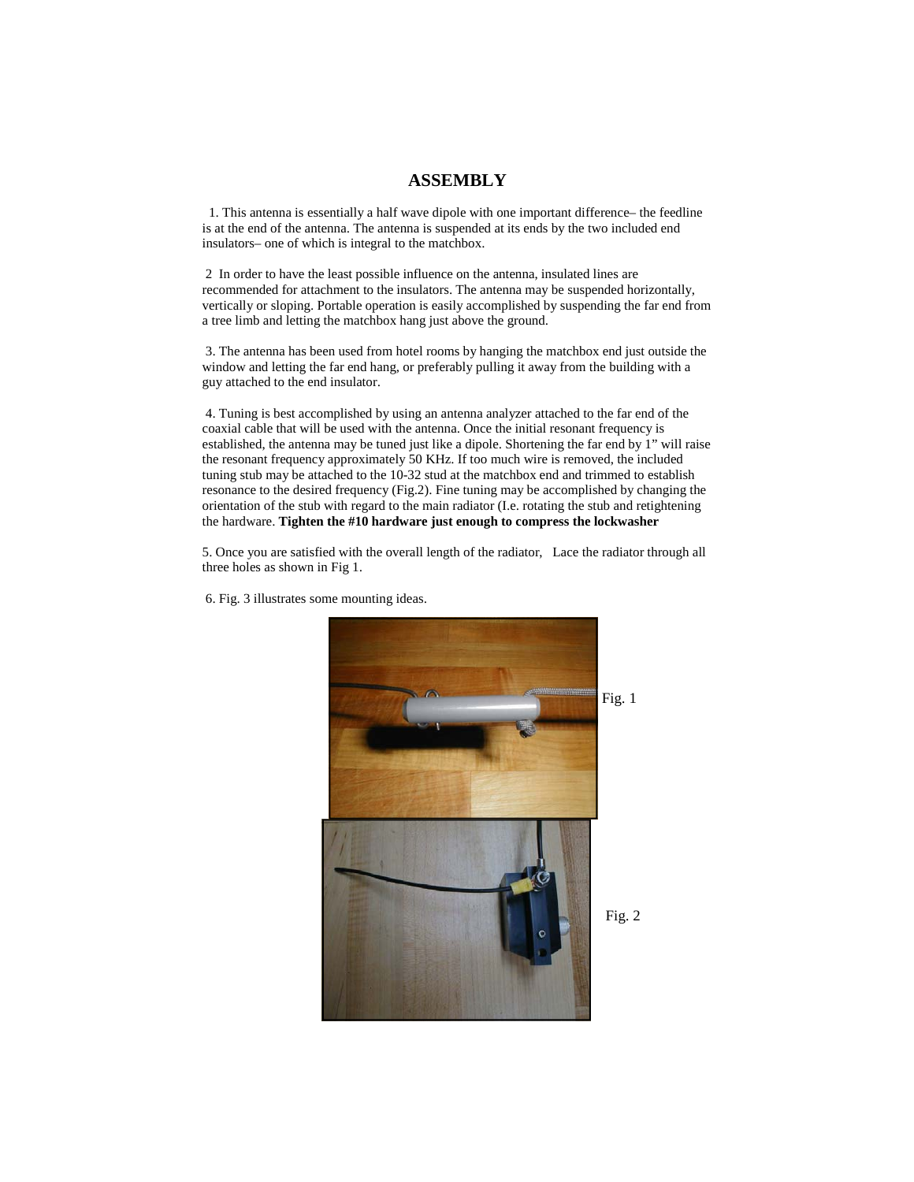# ASSEMBLY

1. This antenna is essentially a half wave dipole with one important difference– the feedline is at the end of the antenna. The antenna is suspended at its ends by the two included end insulators– one of which is integral to the matchbox.

2 In order to have the least possible influence on the antenna, insulated lines are recommended for attachment to the insulators. The antenna may be suspended horizontally, vertically or sloping. Portable operation is easily accomplished by suspending the far end from a tree limb and letting the matchbox hang just above the ground.

3. The antenna has been used from hotel rooms by hanging the matchbox end just outside the window and letting the far end hang, or preferably pulling it away from the building with a guy attached to the end insulator.

4. Tuning is best accomplished by using an antenna analyzer attached to the far end of the coaxial cable that will be used with the antenna. Once the initial resonant frequency is established, the antenna may be tuned just like a dipole. Shortening the far end by 1" will raise the resonant frequency approximately 50 KHz. If too much wire is removed, the included tuning stub may be attached to the 10-32 stud at the matchbox end and trimmed to establish resonance to the desired frequency (Fig.2). Fine tuning may be accomplished by changing the orientation of the stub with regard to the main radiator (I.e. rotating the stub and retightening the hardware. **Tighten the #10 hardware just enough to compress the lockwasher**

5. Once you are satisfied with the overall length of the radiator, Lace the radiator through all three holes as shown in Fig 1.

6. Fig. 3 illustrates some mounting ideas.

Fig. 1

Fig. 2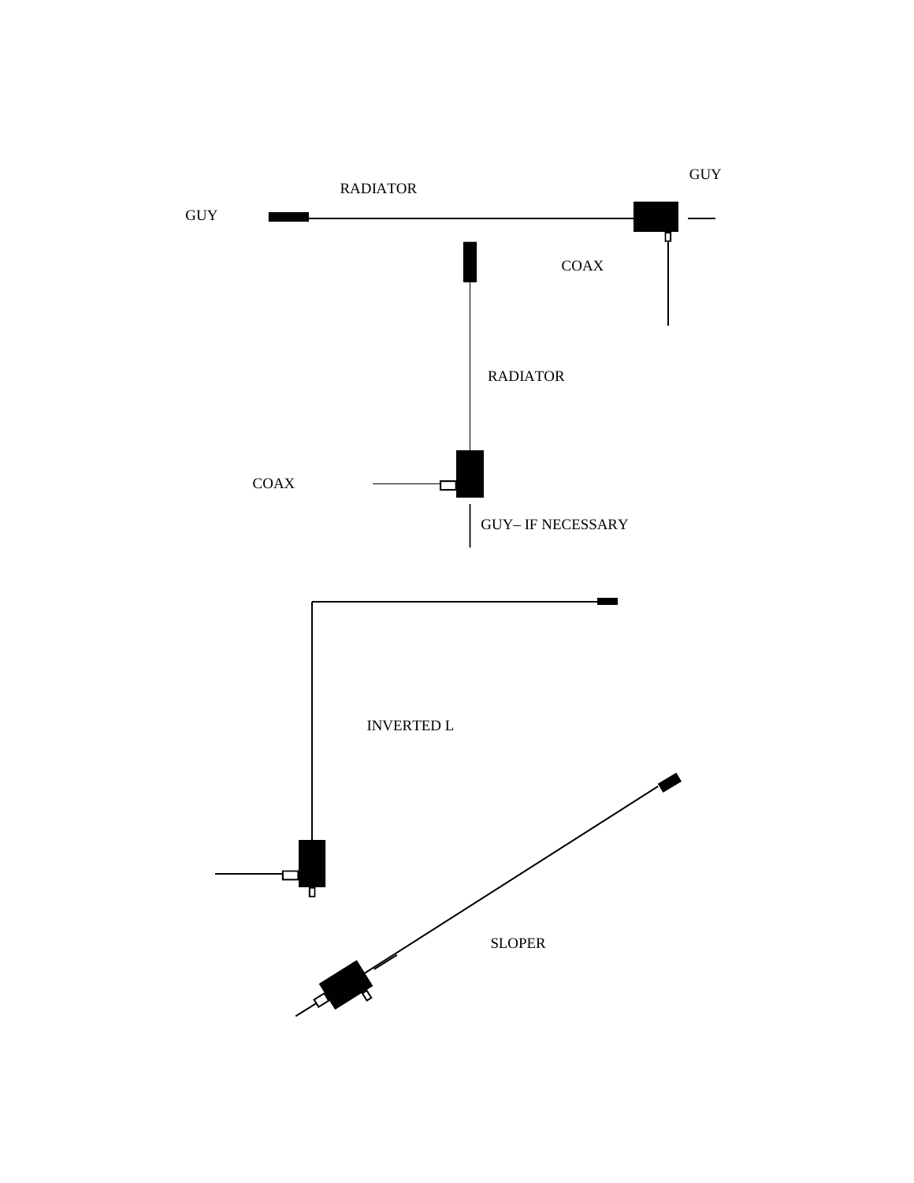GUY

RADIATOR

GUY

COAX

RADIATOR

COAX

GUY– IF NECESSARY

INVERTED L

SLOPER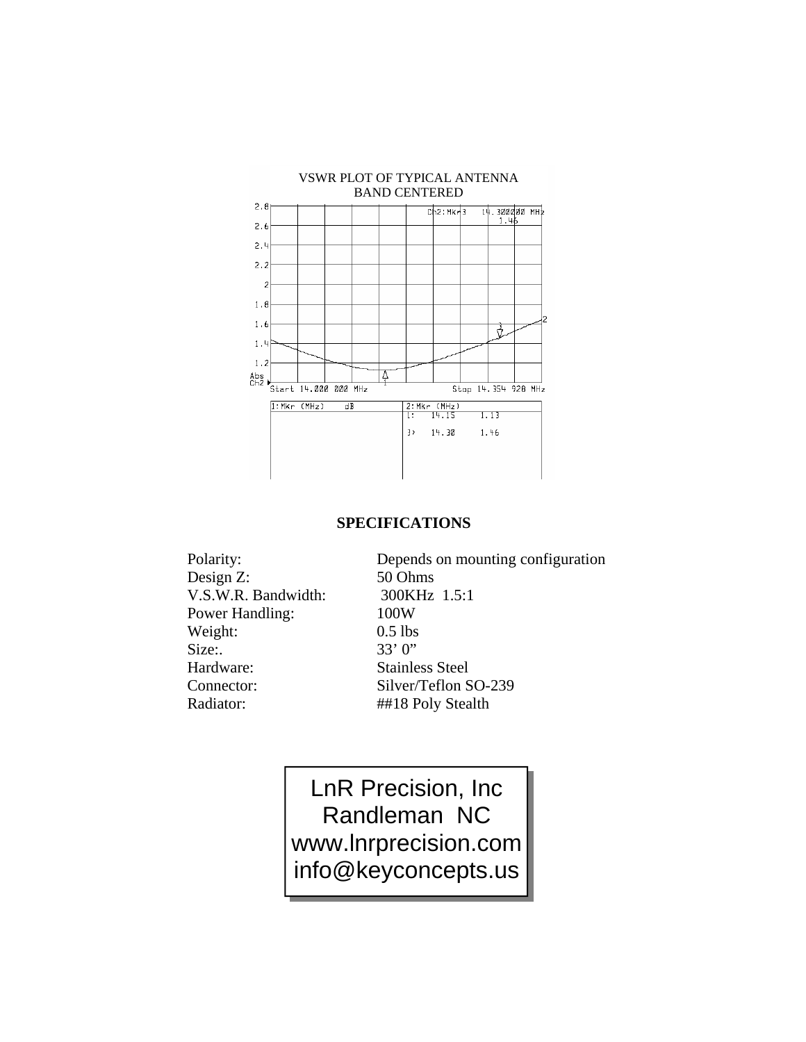VSWR PLOT OF TYPICAL ANTENNA
BAND CENTERED

Ch2:Mkr3 14.300000 MHz
1.46

2.8
2.6
2.4
2.2
2
1.8
1.6
1.4
1.2
Abs
Ch2

Start 14.000 000 MHz
Stop 14.354 928 MHz

1:Mkr (MHz) dB

2:Mkr (MHz)
1: 14.15 1.13
3> 14.30 1.46

**SPECIFICATIONS**

| | |
|---|---|
| Polarity: | Depends on mounting configuration |
| Design Z: | 50 Ohms |
| V.S.W.R. Bandwidth: | 300KHz 1.5:1 |
| Power Handling: | 100W |
| Weight: | 0.5 lbs |
| Size:. | 33' 0" |
| Hardware: | Stainless Steel |
| Connector: | Silver/Teflon SO-239 |
| Radiator: | ##18 Poly Stealth |

LnR Precision, Inc
Randleman NC
www.lnrprecision.com
info@keyconcepts.us